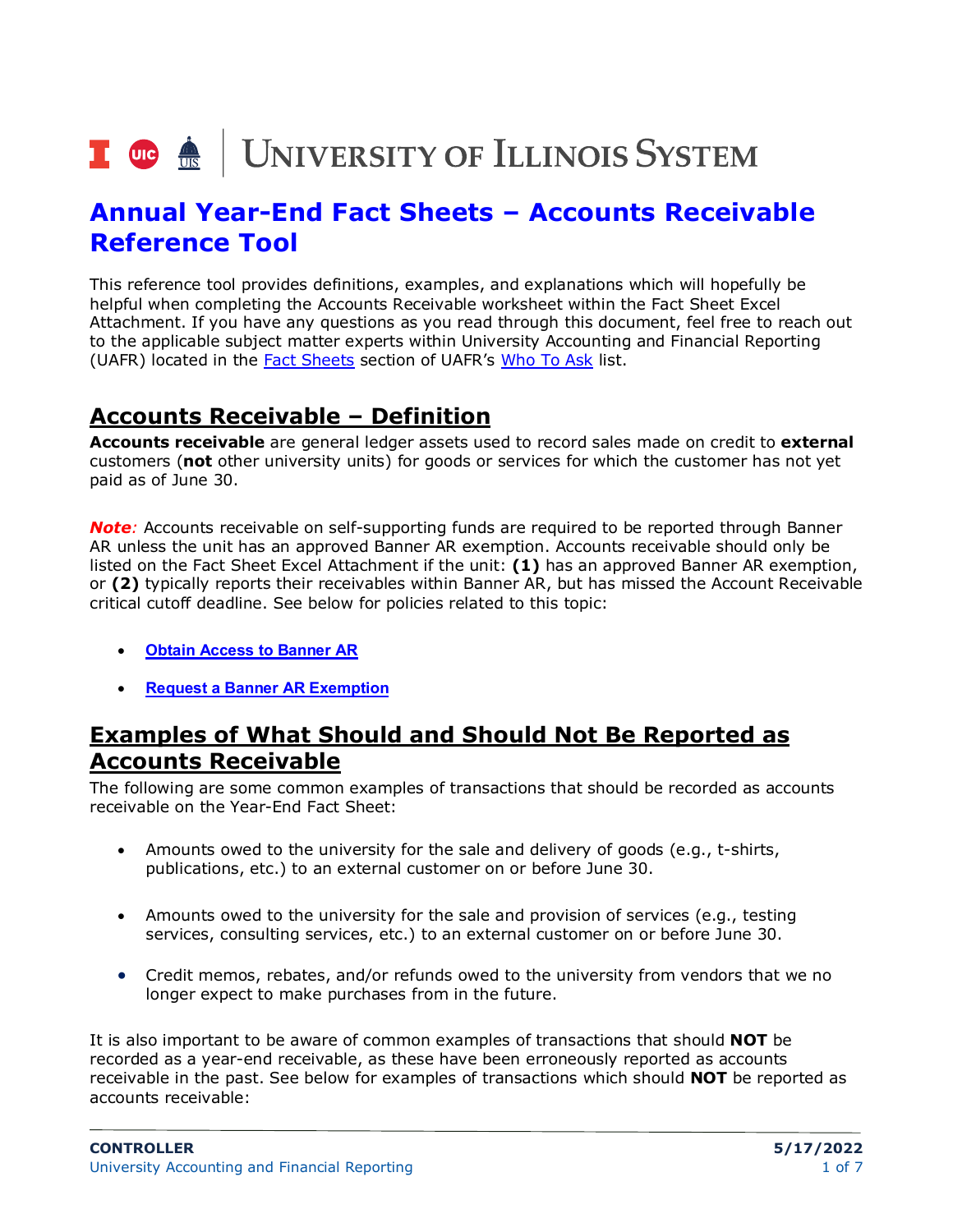# Annual Year-End Fact Sheets – Accounts Receivable Reference Tool

This reference tool provides definitions, examples, and explanations which will hopefully be helpful when completing the Accounts Receivable worksheet within the Fact Sheet Excel Attachment. If you have any questions as you read through this document, feel free to reach out to the applicable subject matter experts within University Accounting and Financial Reporting (UAFR) located in the Fact Sheets section of UAFR's Who To Ask list.

## Accounts Receivable – Definition

**Accounts receivable** are general ledger assets used to record sales made on credit to **external** customers (**not** other university units) for goods or services for which the customer has not yet paid as of June 30.

***Note:*** Accounts receivable on self-supporting funds are required to be reported through Banner AR unless the unit has an approved Banner AR exemption. Accounts receivable should only be listed on the Fact Sheet Excel Attachment if the unit: **(1)** has an approved Banner AR exemption, or **(2)** typically reports their receivables within Banner AR, but has missed the Account Receivable critical cutoff deadline. See below for policies related to this topic:

- **Obtain Access to Banner AR**
- **Request a Banner AR Exemption**

## Examples of What Should and Should Not Be Reported as Accounts Receivable

The following are some common examples of transactions that should be recorded as accounts receivable on the Year-End Fact Sheet:

- Amounts owed to the university for the sale and delivery of goods (e.g., t-shirts, publications, etc.) to an external customer on or before June 30.
- Amounts owed to the university for the sale and provision of services (e.g., testing services, consulting services, etc.) to an external customer on or before June 30.
- Credit memos, rebates, and/or refunds owed to the university from vendors that we no longer expect to make purchases from in the future.

It is also important to be aware of common examples of transactions that should **NOT** be recorded as a year-end receivable, as these have been erroneously reported as accounts receivable in the past. See below for examples of transactions which should **NOT** be reported as accounts receivable: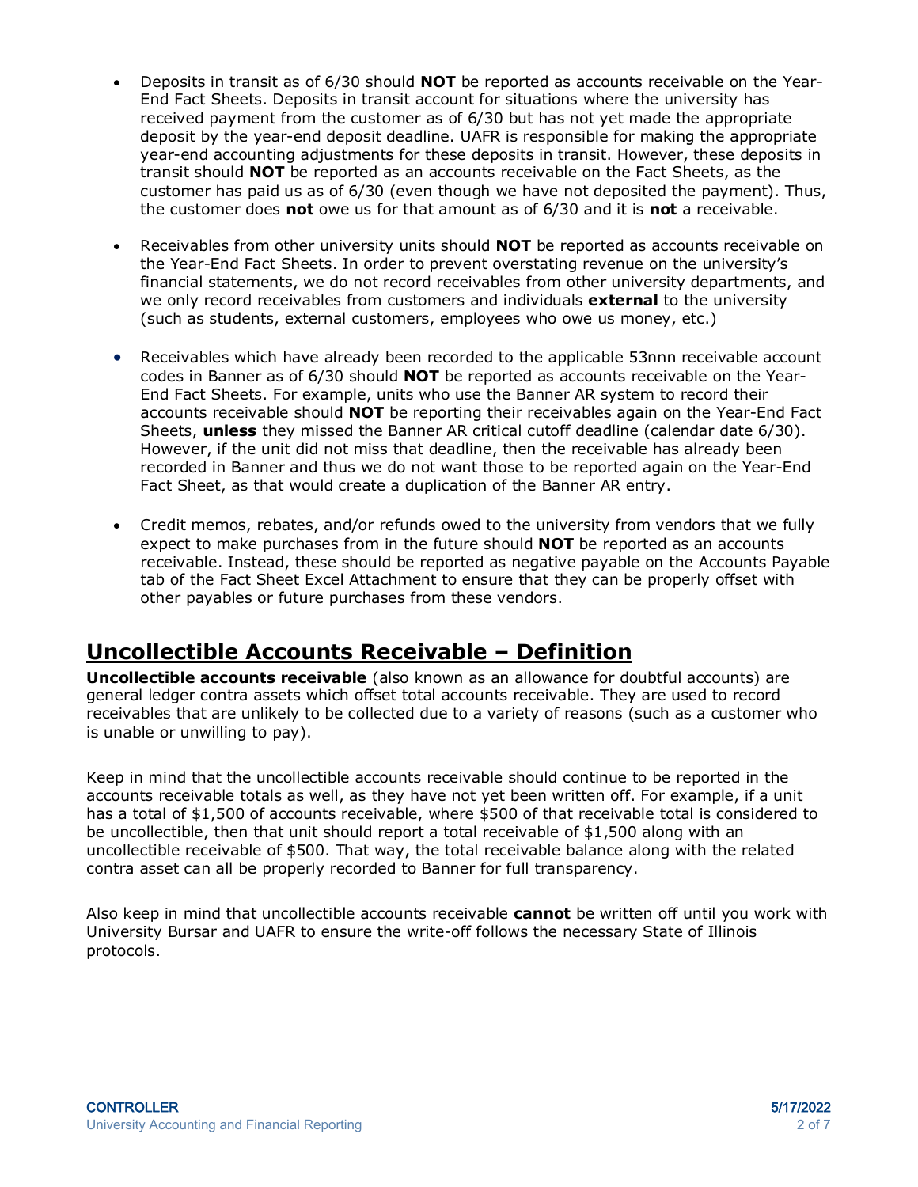- Deposits in transit as of 6/30 should **NOT** be reported as accounts receivable on the Year-End Fact Sheets. Deposits in transit account for situations where the university has received payment from the customer as of 6/30 but has not yet made the appropriate deposit by the year-end deposit deadline. UAFR is responsible for making the appropriate year-end accounting adjustments for these deposits in transit. However, these deposits in transit should **NOT** be reported as an accounts receivable on the Fact Sheets, as the customer has paid us as of 6/30 (even though we have not deposited the payment). Thus, the customer does **not** owe us for that amount as of 6/30 and it is **not** a receivable.

- Receivables from other university units should **NOT** be reported as accounts receivable on the Year-End Fact Sheets. In order to prevent overstating revenue on the university's financial statements, we do not record receivables from other university departments, and we only record receivables from customers and individuals **external** to the university (such as students, external customers, employees who owe us money, etc.)

- Receivables which have already been recorded to the applicable 53nnn receivable account codes in Banner as of 6/30 should **NOT** be reported as accounts receivable on the Year-End Fact Sheets. For example, units who use the Banner AR system to record their accounts receivable should **NOT** be reporting their receivables again on the Year-End Fact Sheets, **unless** they missed the Banner AR critical cutoff deadline (calendar date 6/30). However, if the unit did not miss that deadline, then the receivable has already been recorded in Banner and thus we do not want those to be reported again on the Year-End Fact Sheet, as that would create a duplication of the Banner AR entry.

- Credit memos, rebates, and/or refunds owed to the university from vendors that we fully expect to make purchases from in the future should **NOT** be reported as an accounts receivable. Instead, these should be reported as negative payable on the Accounts Payable tab of the Fact Sheet Excel Attachment to ensure that they can be properly offset with other payables or future purchases from these vendors.

## Uncollectible Accounts Receivable – Definition

**Uncollectible accounts receivable** (also known as an allowance for doubtful accounts) are general ledger contra assets which offset total accounts receivable. They are used to record receivables that are unlikely to be collected due to a variety of reasons (such as a customer who is unable or unwilling to pay).

Keep in mind that the uncollectible accounts receivable should continue to be reported in the accounts receivable totals as well, as they have not yet been written off. For example, if a unit has a total of $1,500 of accounts receivable, where $500 of that receivable total is considered to be uncollectible, then that unit should report a total receivable of $1,500 along with an uncollectible receivable of $500. That way, the total receivable balance along with the related contra asset can all be properly recorded to Banner for full transparency.

Also keep in mind that uncollectible accounts receivable **cannot** be written off until you work with University Bursar and UAFR to ensure the write-off follows the necessary State of Illinois protocols.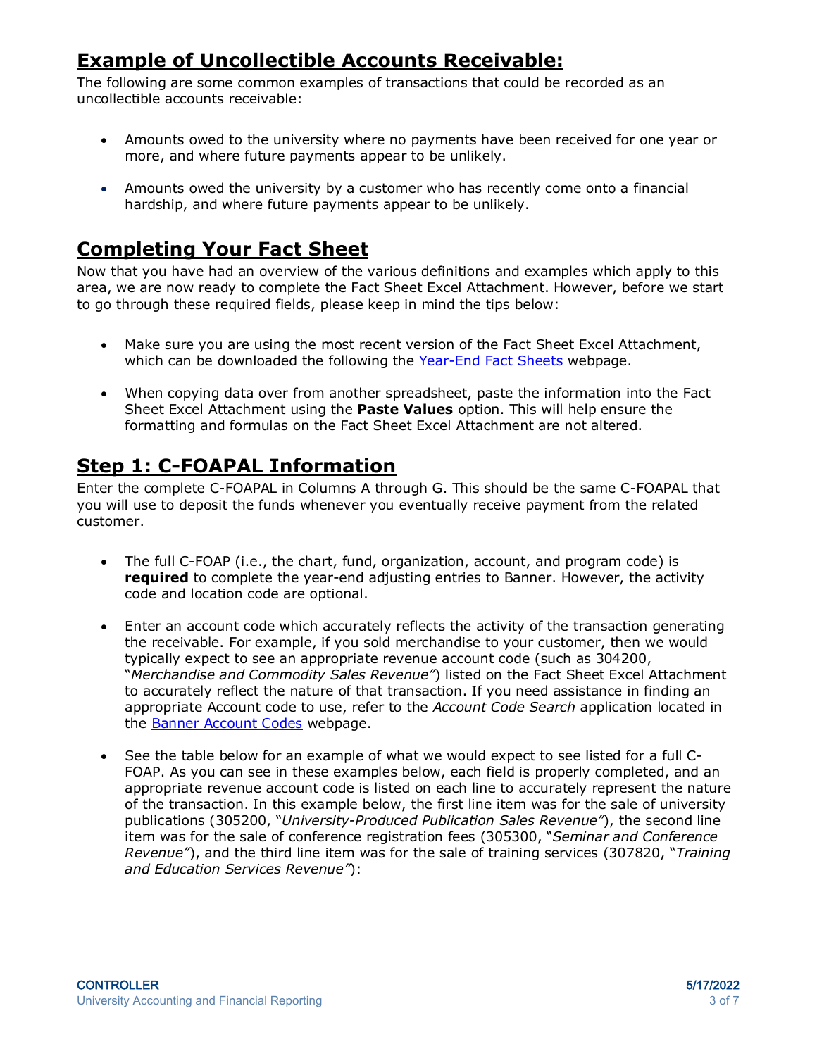## Example of Uncollectible Accounts Receivable:

The following are some common examples of transactions that could be recorded as an uncollectible accounts receivable:

- Amounts owed to the university where no payments have been received for one year or more, and where future payments appear to be unlikely.
- Amounts owed the university by a customer who has recently come onto a financial hardship, and where future payments appear to be unlikely.

## Completing Your Fact Sheet

Now that you have had an overview of the various definitions and examples which apply to this area, we are now ready to complete the Fact Sheet Excel Attachment. However, before we start to go through these required fields, please keep in mind the tips below:

- Make sure you are using the most recent version of the Fact Sheet Excel Attachment, which can be downloaded the following the [Year-End Fact Sheets]() webpage.
- When copying data over from another spreadsheet, paste the information into the Fact Sheet Excel Attachment using the **Paste Values** option. This will help ensure the formatting and formulas on the Fact Sheet Excel Attachment are not altered.

## Step 1: C-FOAPAL Information

Enter the complete C-FOAPAL in Columns A through G. This should be the same C-FOAPAL that you will use to deposit the funds whenever you eventually receive payment from the related customer.

- The full C-FOAP (i.e., the chart, fund, organization, account, and program code) is **required** to complete the year-end adjusting entries to Banner. However, the activity code and location code are optional.
- Enter an account code which accurately reflects the activity of the transaction generating the receivable. For example, if you sold merchandise to your customer, then we would typically expect to see an appropriate revenue account code (such as 304200, "*Merchandise and Commodity Sales Revenue"*) listed on the Fact Sheet Excel Attachment to accurately reflect the nature of that transaction. If you need assistance in finding an appropriate Account code to use, refer to the *Account Code Search* application located in the [Banner Account Codes]() webpage.
- See the table below for an example of what we would expect to see listed for a full C-FOAP. As you can see in these examples below, each field is properly completed, and an appropriate revenue account code is listed on each line to accurately represent the nature of the transaction. In this example below, the first line item was for the sale of university publications (305200, "*University-Produced Publication Sales Revenue"*), the second line item was for the sale of conference registration fees (305300, "*Seminar and Conference Revenue"*), and the third line item was for the sale of training services (307820, "*Training and Education Services Revenue"*):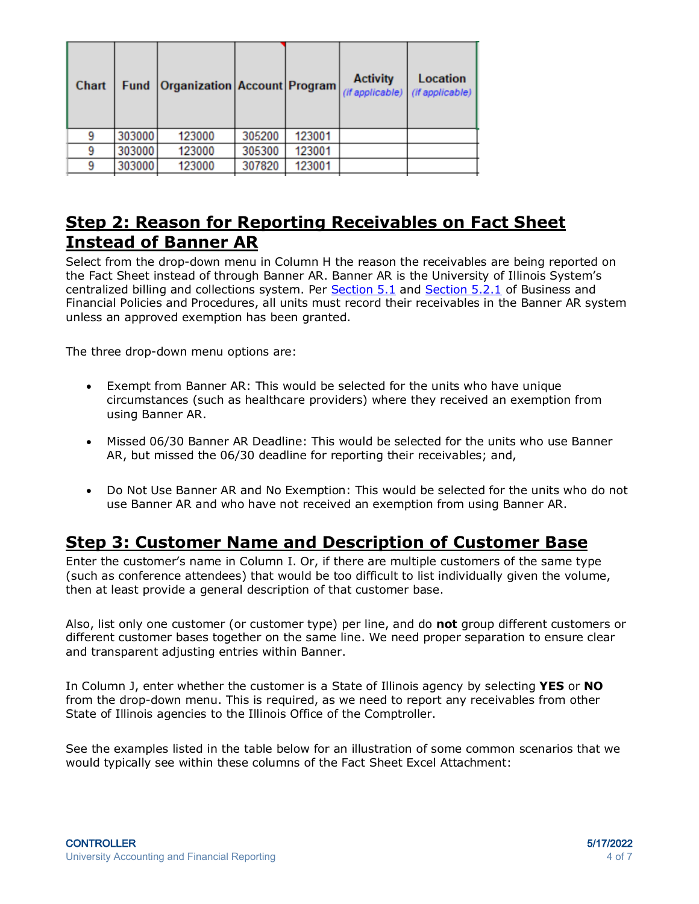| Chart | Fund | Organization | Account | Program | Activity *(if applicable)* | Location *(if applicable)* |
|---|---|---|---|---|---|---|
| 9 | 303000 | 123000 | 305200 | 123001 | | |
| 9 | 303000 | 123000 | 305300 | 123001 | | |
| 9 | 303000 | 123000 | 307820 | 123001 | | |

## Step 2: Reason for Reporting Receivables on Fact Sheet Instead of Banner AR

Select from the drop-down menu in Column H the reason the receivables are being reported on the Fact Sheet instead of through Banner AR. Banner AR is the University of Illinois System's centralized billing and collections system. Per Section 5.1 and Section 5.2.1 of Business and Financial Policies and Procedures, all units must record their receivables in the Banner AR system unless an approved exemption has been granted.

The three drop-down menu options are:

- Exempt from Banner AR: This would be selected for the units who have unique circumstances (such as healthcare providers) where they received an exemption from using Banner AR.
- Missed 06/30 Banner AR Deadline: This would be selected for the units who use Banner AR, but missed the 06/30 deadline for reporting their receivables; and,
- Do Not Use Banner AR and No Exemption: This would be selected for the units who do not use Banner AR and who have not received an exemption from using Banner AR.

## Step 3: Customer Name and Description of Customer Base

Enter the customer's name in Column I. Or, if there are multiple customers of the same type (such as conference attendees) that would be too difficult to list individually given the volume, then at least provide a general description of that customer base.

Also, list only one customer (or customer type) per line, and do **not** group different customers or different customer bases together on the same line. We need proper separation to ensure clear and transparent adjusting entries within Banner.

In Column J, enter whether the customer is a State of Illinois agency by selecting **YES** or **NO** from the drop-down menu. This is required, as we need to report any receivables from other State of Illinois agencies to the Illinois Office of the Comptroller.

See the examples listed in the table below for an illustration of some common scenarios that we would typically see within these columns of the Fact Sheet Excel Attachment: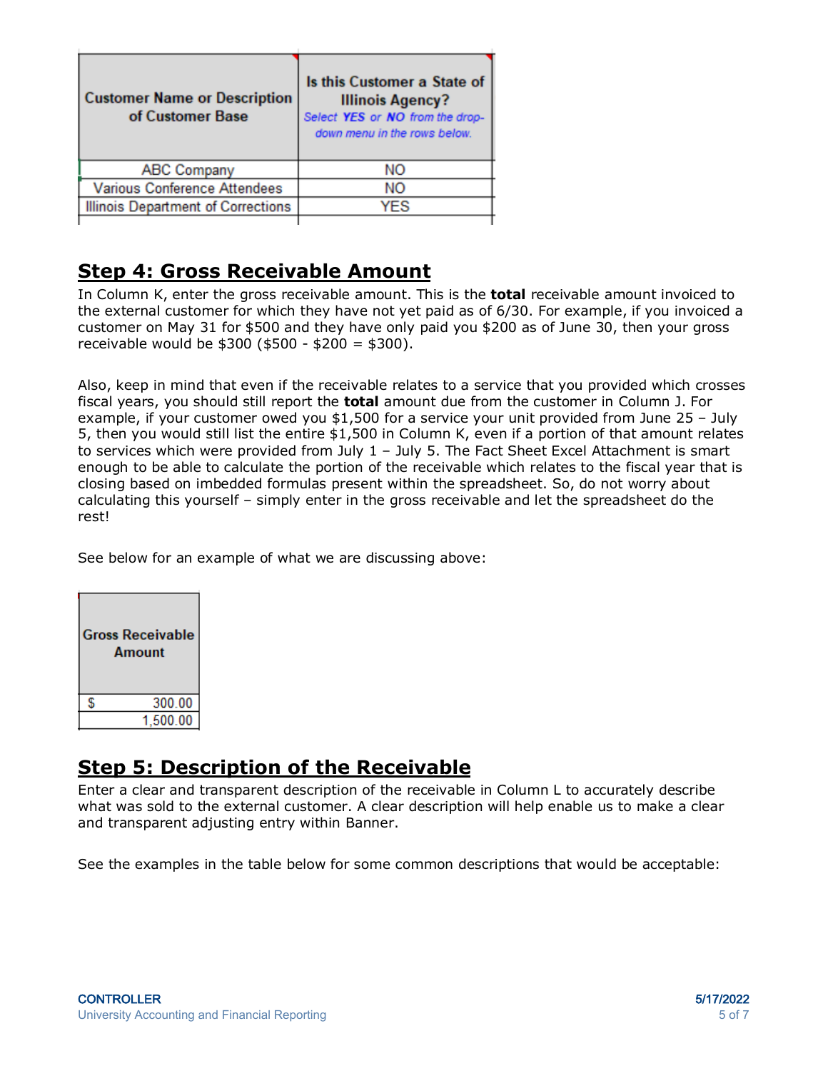| Customer Name or Description of Customer Base | Is this Customer a State of Illinois Agency? *Select **YES** or **NO** from the drop-down menu in the rows below.* |
|---|---|
| ABC Company | NO |
| Various Conference Attendees | NO |
| Illinois Department of Corrections | YES |
| | |

## Step 4: Gross Receivable Amount

In Column K, enter the gross receivable amount. This is the **total** receivable amount invoiced to the external customer for which they have not yet paid as of 6/30. For example, if you invoiced a customer on May 31 for $500 and they have only paid you $200 as of June 30, then your gross receivable would be $300 ($500 - $200 = $300).

Also, keep in mind that even if the receivable relates to a service that you provided which crosses fiscal years, you should still report the **total** amount due from the customer in Column J. For example, if your customer owed you $1,500 for a service your unit provided from June 25 – July 5, then you would still list the entire $1,500 in Column K, even if a portion of that amount relates to services which were provided from July 1 – July 5. The Fact Sheet Excel Attachment is smart enough to be able to calculate the portion of the receivable which relates to the fiscal year that is closing based on imbedded formulas present within the spreadsheet. So, do not worry about calculating this yourself – simply enter in the gross receivable and let the spreadsheet do the rest!

See below for an example of what we are discussing above:

| Gross Receivable Amount |
|---|
| $ 300.00 |
| 1,500.00 |

## Step 5: Description of the Receivable

Enter a clear and transparent description of the receivable in Column L to accurately describe what was sold to the external customer. A clear description will help enable us to make a clear and transparent adjusting entry within Banner.

See the examples in the table below for some common descriptions that would be acceptable: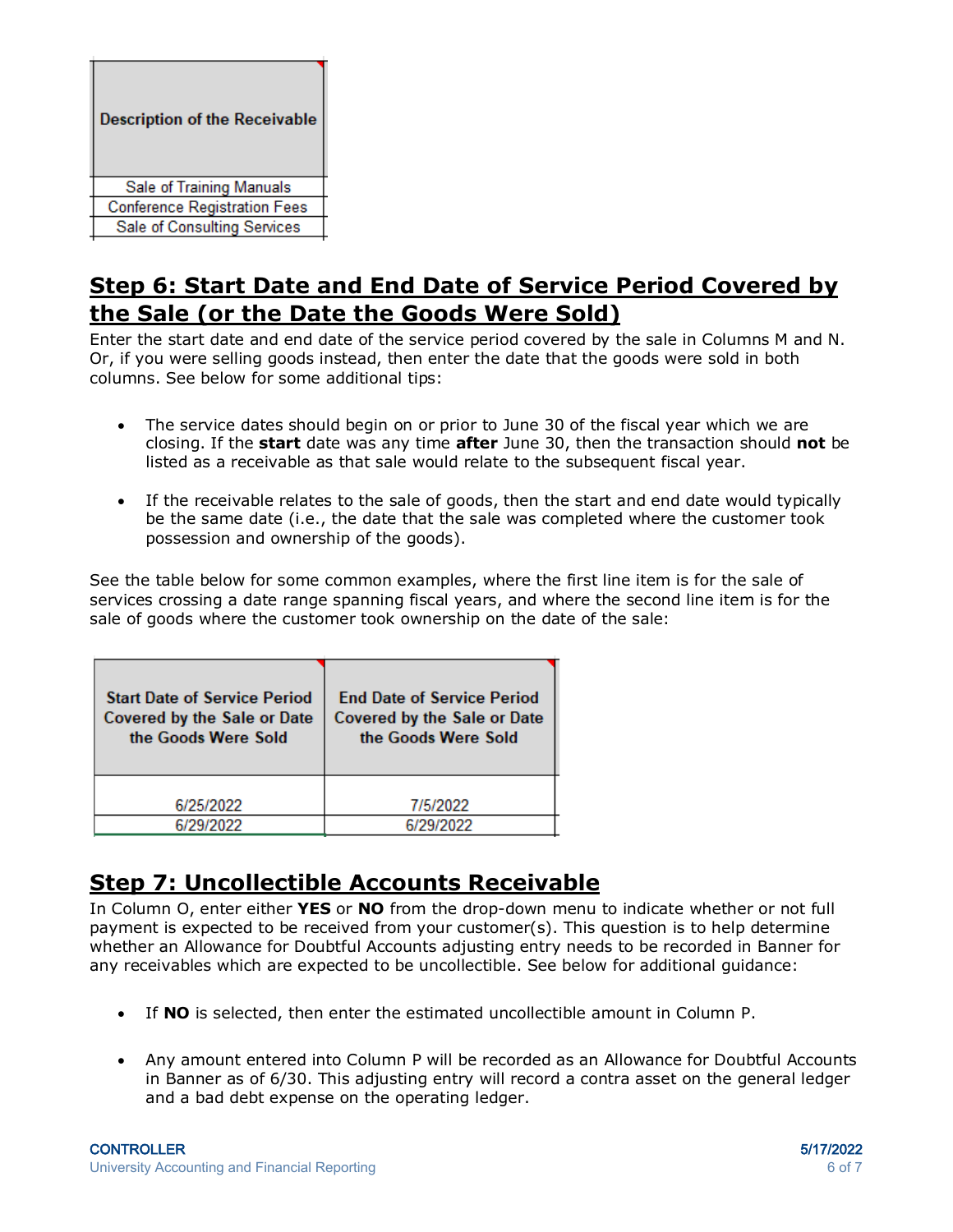| Description of the Receivable |
|---|
| Sale of Training Manuals |
| Conference Registration Fees |
| Sale of Consulting Services |

## **Step 6: Start Date and End Date of Service Period Covered by the Sale (or the Date the Goods Were Sold)**

Enter the start date and end date of the service period covered by the sale in Columns M and N. Or, if you were selling goods instead, then enter the date that the goods were sold in both columns. See below for some additional tips:

- The service dates should begin on or prior to June 30 of the fiscal year which we are closing. If the **start** date was any time **after** June 30, then the transaction should **not** be listed as a receivable as that sale would relate to the subsequent fiscal year.

- If the receivable relates to the sale of goods, then the start and end date would typically be the same date (i.e., the date that the sale was completed where the customer took possession and ownership of the goods).

See the table below for some common examples, where the first line item is for the sale of services crossing a date range spanning fiscal years, and where the second line item is for the sale of goods where the customer took ownership on the date of the sale:

| Start Date of Service Period Covered by the Sale or Date the Goods Were Sold | End Date of Service Period Covered by the Sale or Date the Goods Were Sold |
|---|---|
| 6/25/2022 | 7/5/2022 |
| 6/29/2022 | 6/29/2022 |

## **Step 7: Uncollectible Accounts Receivable**

In Column O, enter either **YES** or **NO** from the drop-down menu to indicate whether or not full payment is expected to be received from your customer(s). This question is to help determine whether an Allowance for Doubtful Accounts adjusting entry needs to be recorded in Banner for any receivables which are expected to be uncollectible. See below for additional guidance:

- If **NO** is selected, then enter the estimated uncollectible amount in Column P.

- Any amount entered into Column P will be recorded as an Allowance for Doubtful Accounts in Banner as of 6/30. This adjusting entry will record a contra asset on the general ledger and a bad debt expense on the operating ledger.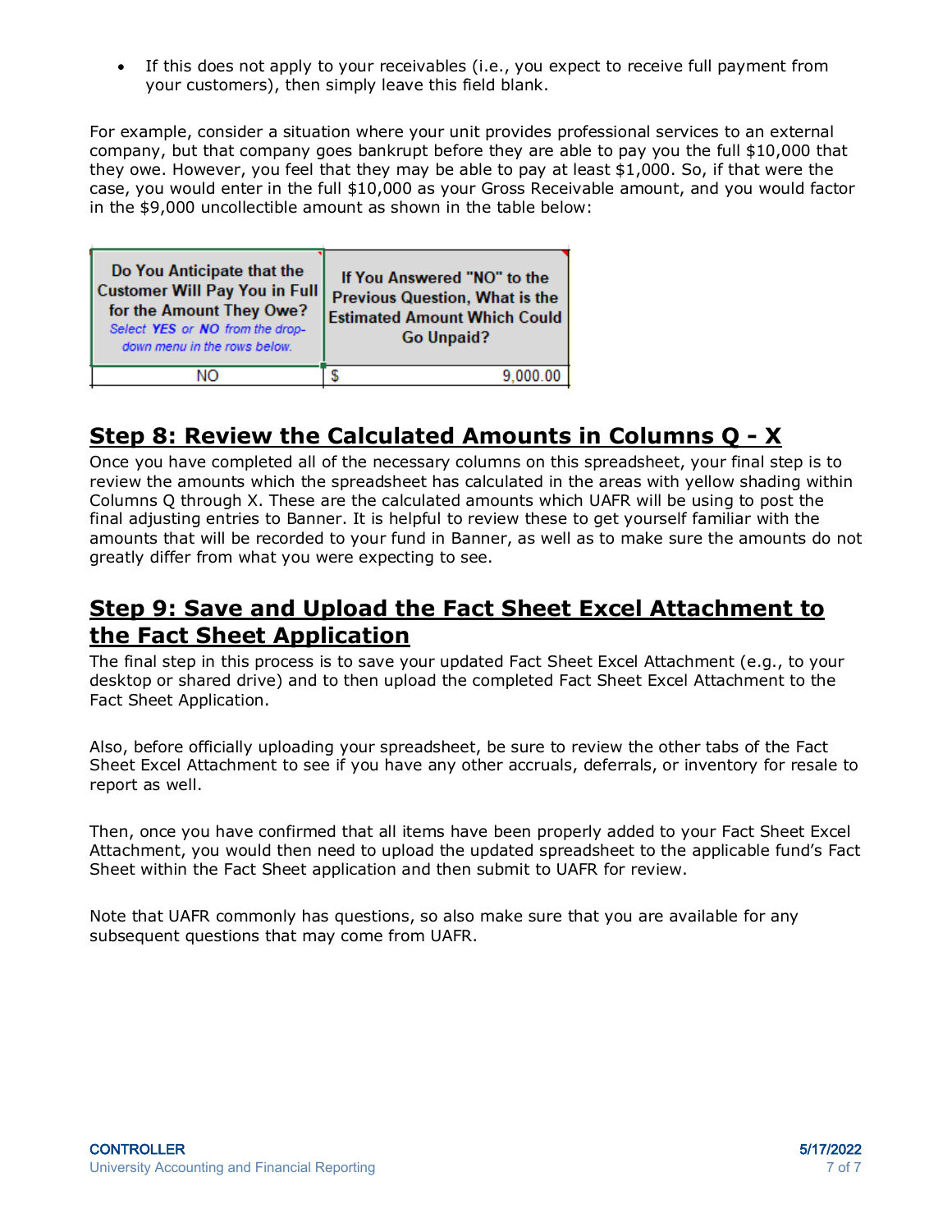- If this does not apply to your receivables (i.e., you expect to receive full payment from your customers), then simply leave this field blank.

For example, consider a situation where your unit provides professional services to an external company, but that company goes bankrupt before they are able to pay you the full $10,000 that they owe. However, you feel that they may be able to pay at least $1,000. So, if that were the case, you would enter in the full $10,000 as your Gross Receivable amount, and you would factor in the $9,000 uncollectible amount as shown in the table below:

| Do You Anticipate that the Customer Will Pay You in Full for the Amount They Owe? *Select **YES** or **NO** from the drop-down menu in the rows below.* | If You Answered "NO" to the Previous Question, What is the Estimated Amount Which Could Go Unpaid? |
| --- | --- |
| NO | $ 9,000.00 |

## Step 8: Review the Calculated Amounts in Columns Q - X

Once you have completed all of the necessary columns on this spreadsheet, your final step is to review the amounts which the spreadsheet has calculated in the areas with yellow shading within Columns Q through X. These are the calculated amounts which UAFR will be using to post the final adjusting entries to Banner. It is helpful to review these to get yourself familiar with the amounts that will be recorded to your fund in Banner, as well as to make sure the amounts do not greatly differ from what you were expecting to see.

## Step 9: Save and Upload the Fact Sheet Excel Attachment to the Fact Sheet Application

The final step in this process is to save your updated Fact Sheet Excel Attachment (e.g., to your desktop or shared drive) and to then upload the completed Fact Sheet Excel Attachment to the Fact Sheet Application.

Also, before officially uploading your spreadsheet, be sure to review the other tabs of the Fact Sheet Excel Attachment to see if you have any other accruals, deferrals, or inventory for resale to report as well.

Then, once you have confirmed that all items have been properly added to your Fact Sheet Excel Attachment, you would then need to upload the updated spreadsheet to the applicable fund's Fact Sheet within the Fact Sheet application and then submit to UAFR for review.

Note that UAFR commonly has questions, so also make sure that you are available for any subsequent questions that may come from UAFR.